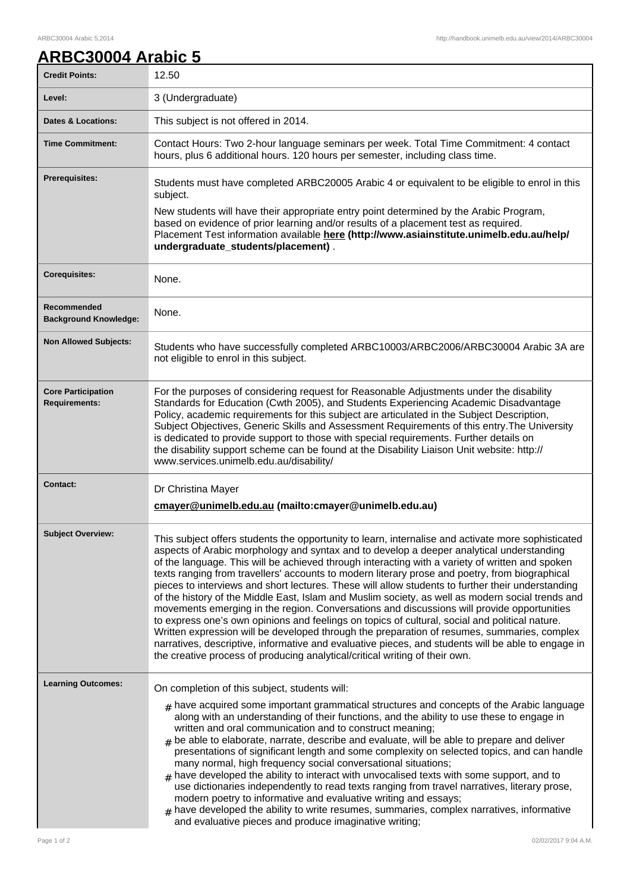# ARBC30004 Arabic 5

| | |
|---|---|
| **Credit Points:** | 12.50 |
| **Level:** | 3 (Undergraduate) |
| **Dates & Locations:** | This subject is not offered in 2014. |
| **Time Commitment:** | Contact Hours: Two 2-hour language seminars per week. Total Time Commitment: 4 contact hours, plus 6 additional hours. 120 hours per semester, including class time. |
| **Prerequisites:** | Students must have completed ARBC20005 Arabic 4 or equivalent to be eligible to enrol in this subject.<br><br>New students will have their appropriate entry point determined by the Arabic Program, based on evidence of prior learning and/or results of a placement test as required. Placement Test information available **here (http://www.asiainstitute.unimelb.edu.au/help/undergraduate_students/placement)** . |
| **Corequisites:** | None. |
| **Recommended Background Knowledge:** | None. |
| **Non Allowed Subjects:** | Students who have successfully completed ARBC10003/ARBC2006/ARBC30004 Arabic 3A are not eligible to enrol in this subject. |
| **Core Participation Requirements:** | For the purposes of considering request for Reasonable Adjustments under the disability Standards for Education (Cwth 2005), and Students Experiencing Academic Disadvantage Policy, academic requirements for this subject are articulated in the Subject Description, Subject Objectives, Generic Skills and Assessment Requirements of this entry.The University is dedicated to provide support to those with special requirements. Further details on the disability support scheme can be found at the Disability Liaison Unit website: http://www.services.unimelb.edu.au/disability/ |
| **Contact:** | Dr Christina Mayer<br><br>**cmayer@unimelb.edu.au (mailto:cmayer@unimelb.edu.au)** |
| **Subject Overview:** | This subject offers students the opportunity to learn, internalise and activate more sophisticated aspects of Arabic morphology and syntax and to develop a deeper analytical understanding of the language. This will be achieved through interacting with a variety of written and spoken texts ranging from travellers' accounts to modern literary prose and poetry, from biographical pieces to interviews and short lectures. These will allow students to further their understanding of the history of the Middle East, Islam and Muslim society, as well as modern social trends and movements emerging in the region. Conversations and discussions will provide opportunities to express one's own opinions and feelings on topics of cultural, social and political nature. Written expression will be developed through the preparation of resumes, summaries, complex narratives, descriptive, informative and evaluative pieces, and students will be able to engage in the creative process of producing analytical/critical writing of their own. |
| **Learning Outcomes:** | On completion of this subject, students will:<br><br># have acquired some important grammatical structures and concepts of the Arabic language along with an understanding of their functions, and the ability to use these to engage in written and oral communication and to construct meaning;<br># be able to elaborate, narrate, describe and evaluate, will be able to prepare and deliver presentations of significant length and some complexity on selected topics, and can handle many normal, high frequency social conversational situations;<br># have developed the ability to interact with unvocalised texts with some support, and to use dictionaries independently to read texts ranging from travel narratives, literary prose, modern poetry to informative and evaluative writing and essays;<br># have developed the ability to write resumes, summaries, complex narratives, informative and evaluative pieces and produce imaginative writing; |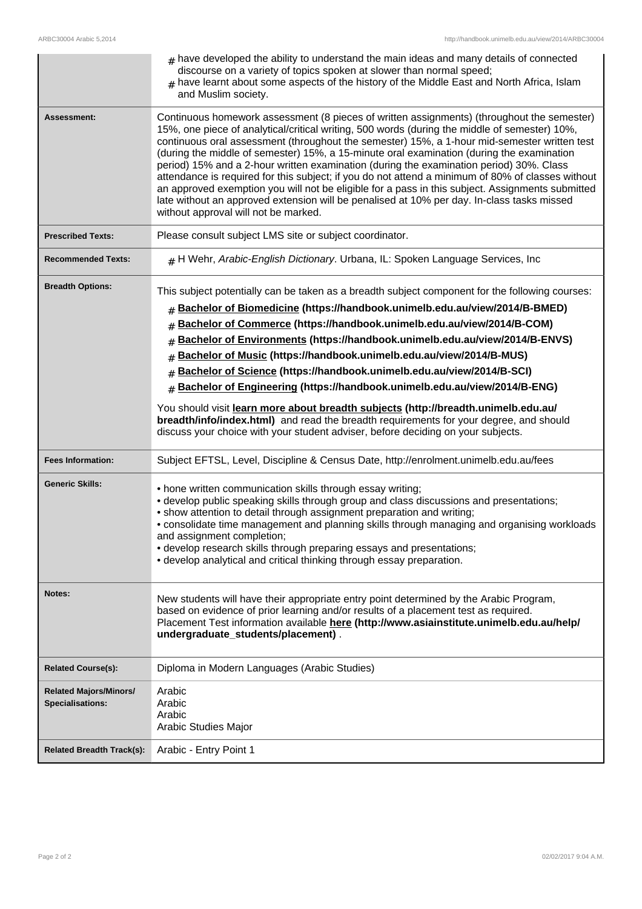| | |
|---|---|
| | # have developed the ability to understand the main ideas and many details of connected discourse on a variety of topics spoken at slower than normal speed;<br># have learnt about some aspects of the history of the Middle East and North Africa, Islam and Muslim society. |
| **Assessment:** | Continuous homework assessment (8 pieces of written assignments) (throughout the semester) 15%, one piece of analytical/critical writing, 500 words (during the middle of semester) 10%, continuous oral assessment (throughout the semester) 15%, a 1-hour mid-semester written test (during the middle of semester) 15%, a 15-minute oral examination (during the examination period) 15% and a 2-hour written examination (during the examination period) 30%. Class attendance is required for this subject; if you do not attend a minimum of 80% of classes without an approved exemption you will not be eligible for a pass in this subject. Assignments submitted late without an approved extension will be penalised at 10% per day. In-class tasks missed without approval will not be marked. |
| **Prescribed Texts:** | Please consult subject LMS site or subject coordinator. |
| **Recommended Texts:** | # H Wehr, *Arabic-English Dictionary*. Urbana, IL: Spoken Language Services, Inc |
| **Breadth Options:** | This subject potentially can be taken as a breadth subject component for the following courses:<br># **Bachelor of Biomedicine (https://handbook.unimelb.edu.au/view/2014/B-BMED)**<br># **Bachelor of Commerce (https://handbook.unimelb.edu.au/view/2014/B-COM)**<br># **Bachelor of Environments (https://handbook.unimelb.edu.au/view/2014/B-ENVS)**<br># **Bachelor of Music (https://handbook.unimelb.edu.au/view/2014/B-MUS)**<br># **Bachelor of Science (https://handbook.unimelb.edu.au/view/2014/B-SCI)**<br># **Bachelor of Engineering (https://handbook.unimelb.edu.au/view/2014/B-ENG)**<br>You should visit **learn more about breadth subjects (http://breadth.unimelb.edu.au/breadth/info/index.html)** and read the breadth requirements for your degree, and should discuss your choice with your student adviser, before deciding on your subjects. |
| **Fees Information:** | Subject EFTSL, Level, Discipline & Census Date, http://enrolment.unimelb.edu.au/fees |
| **Generic Skills:** | • hone written communication skills through essay writing;<br>• develop public speaking skills through group and class discussions and presentations;<br>• show attention to detail through assignment preparation and writing;<br>• consolidate time management and planning skills through managing and organising workloads and assignment completion;<br>• develop research skills through preparing essays and presentations;<br>• develop analytical and critical thinking through essay preparation. |
| **Notes:** | New students will have their appropriate entry point determined by the Arabic Program, based on evidence of prior learning and/or results of a placement test as required. Placement Test information available **here (http://www.asiainstitute.unimelb.edu.au/help/undergraduate_students/placement)** . |
| **Related Course(s):** | Diploma in Modern Languages (Arabic Studies) |
| **Related Majors/Minors/ Specialisations:** | Arabic<br>Arabic<br>Arabic<br>Arabic Studies Major |
| **Related Breadth Track(s):** | Arabic - Entry Point 1 |